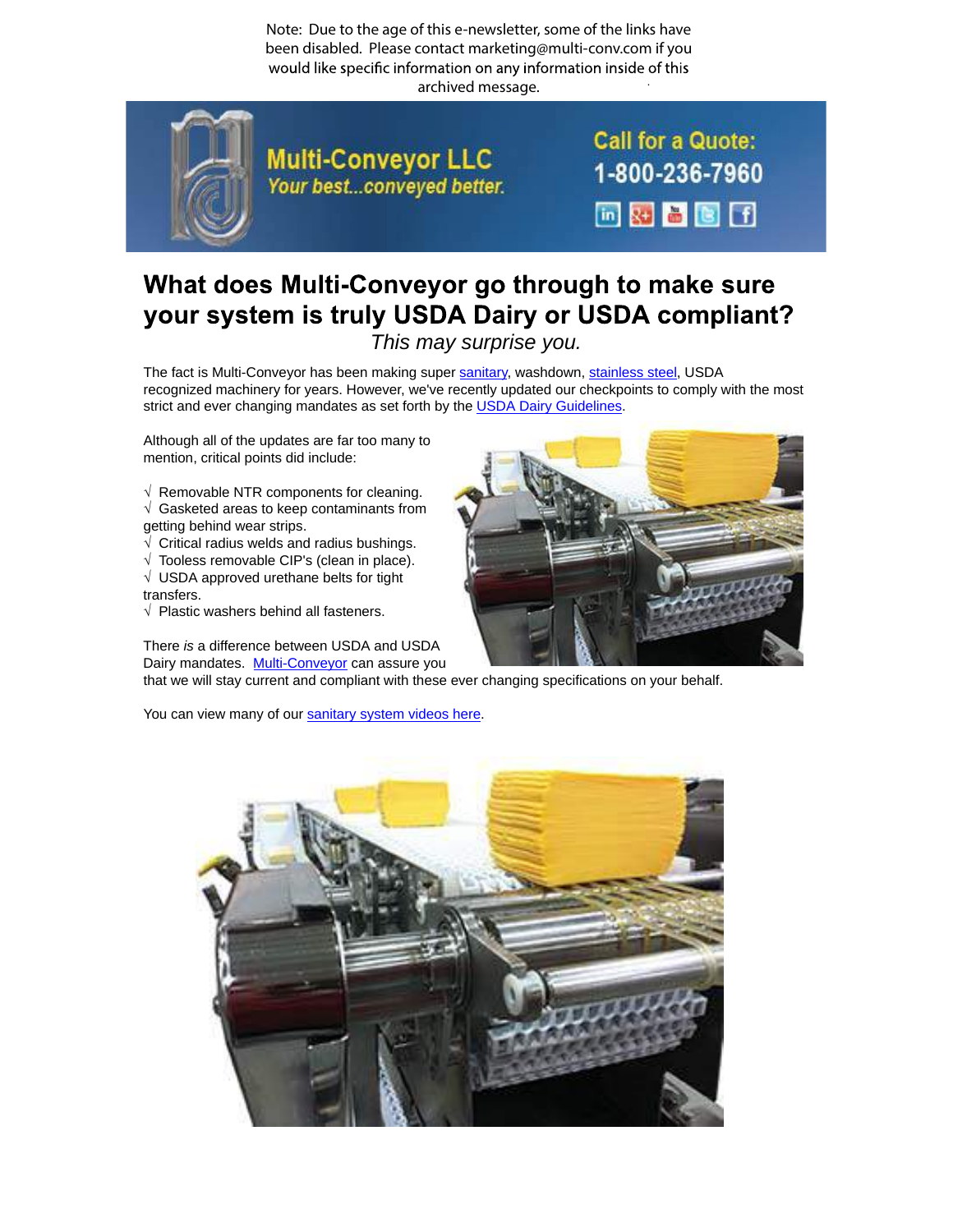Note: Due to the age of this e-newsletter, some of the links have been disabled. Please contact marketing@multi-conv.com if you would like specific information on any information inside of this archived message.

Multi-Conveyor LLC
*Your best...conveyed better.*

Call for a Quote:
1-800-236-7960

# What does Multi-Conveyor go through to make sure your system is truly USDA Dairy or USDA compliant?

*This may surprise you.*

The fact is Multi-Conveyor has been making super sanitary, washdown, stainless steel, USDA recognized machinery for years. However, we've recently updated our checkpoints to comply with the most strict and ever changing mandates as set forth by the USDA Dairy Guidelines.

Although all of the updates are far too many to mention, critical points did include:

√ Removable NTR components for cleaning.
√ Gasketed areas to keep contaminants from getting behind wear strips.
√ Critical radius welds and radius bushings.
√ Tooless removable CIP's (clean in place).
√ USDA approved urethane belts for tight transfers.
√ Plastic washers behind all fasteners.

There *is* a difference between USDA and USDA Dairy mandates. Multi-Conveyor can assure you that we will stay current and compliant with these ever changing specifications on your behalf.

You can view many of our sanitary system videos here.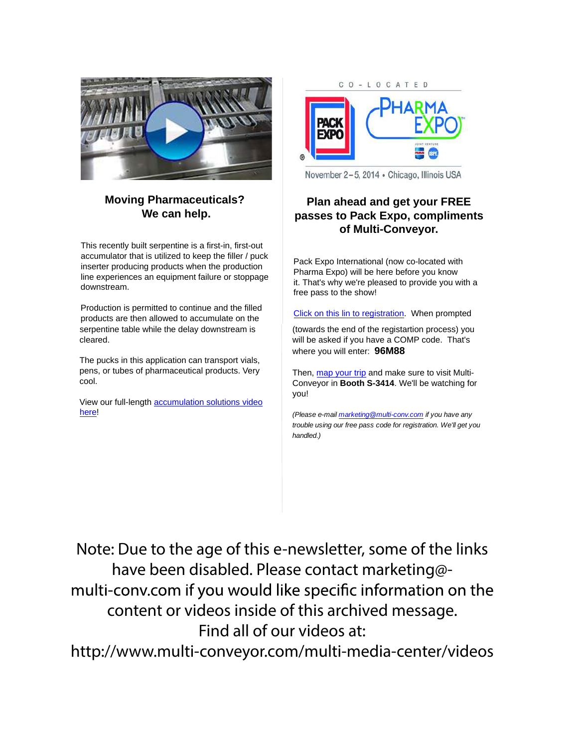## Moving Pharmaceuticals?
## We can help.

This recently built serpentine is a first-in, first-out accumulator that is utilized to keep the filler / puck inserter producing products when the production line experiences an equipment failure or stoppage downstream.

Production is permitted to continue and the filled products are then allowed to accumulate on the serpentine table while the delay downstream is cleared.

The pucks in this application can transport vials, pens, or tubes of pharmaceutical products. Very cool.

View our full-length accumulation solutions video here!

CO-LOCATED

PACK EXPO PHARMA EXPO

November 2–5, 2014 • Chicago, Illinois USA

## Plan ahead and get your FREE passes to Pack Expo, compliments of Multi-Conveyor.

Pack Expo International (now co-located with Pharma Expo) will be here before you know it. That's why we're pleased to provide you with a free pass to the show!

Click on this lin to registration. When prompted (towards the end of the registartion process) you will be asked if you have a COMP code. That's where you will enter: **96M88**

Then, map your trip and make sure to visit Multi-Conveyor in **Booth S-3414**. We'll be watching for you!

*(Please e-mail marketing@multi-conv.com if you have any trouble using our free pass code for registration. We'll get you handled.)*

Note: Due to the age of this e-newsletter, some of the links have been disabled. Please contact marketing@-multi-conv.com if you would like specific information on the content or videos inside of this archived message.
Find all of our videos at:
http://www.multi-conveyor.com/multi-media-center/videos